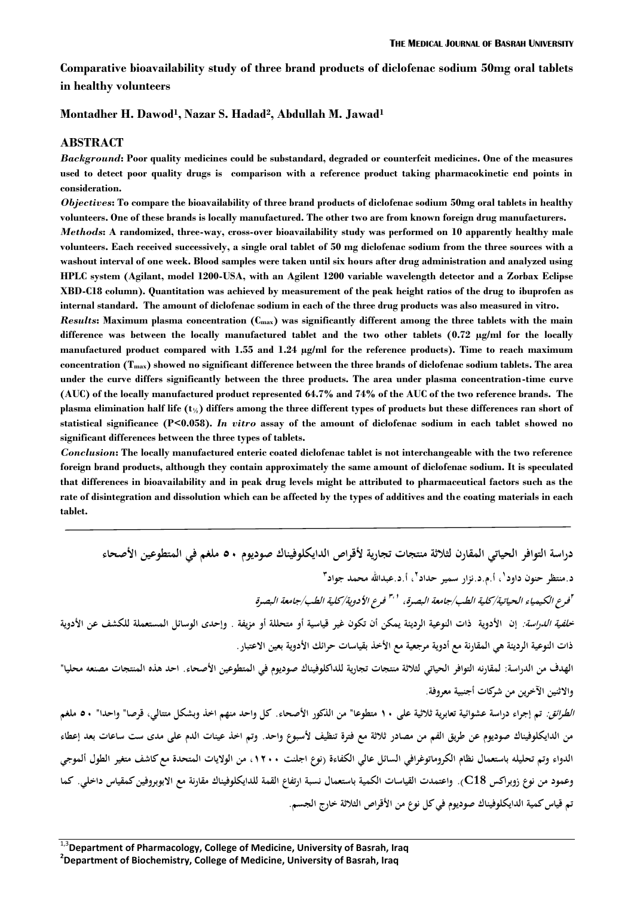# Comparative bioavailability study of three brand products of diclofenac sodium 50mg oral tablets in healthy volunteers

**Montadher H. Dawod[1], Nazar S. Hadad[2], Abdullah M. Jawad[1]**

## ABSTRACT

***Background*: Poor quality medicines could be substandard, degraded or counterfeit medicines. One of the measures used to detect poor quality drugs is comparison with a reference product taking pharmacokinetic end points in consideration.**

***Objectives*: To compare the bioavailability of three brand products of diclofenac sodium 50mg oral tablets in healthy volunteers. One of these brands is locally manufactured. The other two are from known foreign drug manufacturers.**

***Methods*: A randomized, three-way, cross-over bioavailability study was performed on 10 apparently healthy male volunteers. Each received successively, a single oral tablet of 50 mg diclofenac sodium from the three sources with a washout interval of one week. Blood samples were taken until six hours after drug administration and analyzed using HPLC system (Agilant, model 1200-USA, with an Agilent 1200 variable wavelength detector and a Zorbax Eclipse XBD-C18 column). Quantitation was achieved by measurement of the peak height ratios of the drug to ibuprofen as internal standard. The amount of diclofenac sodium in each of the three drug products was also measured in vitro.**

***Results*: Maximum plasma concentration ($C_{max}$) was significantly different among the three tablets with the main difference was between the locally manufactured tablet and the two other tablets (0.72 µg/ml for the locally manufactured product compared with 1.55 and 1.24 µg/ml for the reference products). Time to reach maximum concentration ($T_{max}$) showed no significant difference between the three brands of diclofenac sodium tablets. The area under the curve differs significantly between the three products. The area under plasma concentration-time curve (AUC) of the locally manufactured product represented 64.7% and 74% of the AUC of the two reference brands. The plasma elimination half life ($t_{½}$) differs among the three different types of products but these differences ran short of statistical significance ($P<0.058$). *In vitro* assay of the amount of diclofenac sodium in each tablet showed no significant differences between the three types of tablets.**

***Conclusion*: The locally manufactured enteric coated diclofenac tablet is not interchangeable with the two reference foreign brand products, although they contain approximately the same amount of diclofenac sodium. It is speculated that differences in bioavailability and in peak drug levels might be attributed to pharmaceutical factors such as the rate of disintegration and dissolution which can be affected by the types of additives and the coating materials in each tablet.**

---

**دراسة التوافر الحياتي المقارن لثلاثة منتجات تجارية لأقراص الدايكلوفيناك صوديوم ٥٠ ملغم في المتطوعين الأصحاء**

**د.منتظر حنون داود[١]، أ.م.د.نزار سمير حداد[٢]، أ.د.عبدالله محمد جواد[٣]**

***[٢]فرع الكيمياء الحياتية/كلية الطب/جامعة البصرة، [٣،١] فرع الأدوية/كلية الطب/جامعة البصرة***

***خلفية الدراسة:* إن الأدوية ذات النوعية الرديئة يمكن أن تكون غير قياسية أو متحللة أو مزيفة . وإحدى الوسائل المستعملة للكشف عن الأدوية ذات النوعية الرديئة هي المقارنة مع أدوية مرجعية مع الأخذ بقياسات حرائك الأدوية بعين الاعتبار.**

**الهدف من الدراسة: لمقارنه التوافر الحياتي لثلاثة منتجات تجارية للداكلوفيناك صوديوم في المتطوعين الأصحاء. احد هذه المنتجات مصنعه محليا" والاثنين الآخرين من شركات أجنبية معروفة.**

***الطرائق:* تم إجراء دراسة عشوائية تعابرية ثلاثية على ١٠ متطوعا" من الذكور الأصحاء. كل واحد منهم اخذ وبشكل متتالي، قرصا" واحدا" ٥٠ ملغم من الدايكلوفيناك صوديوم عن طريق الفم من مصادر ثلاثة مع فترة تنظيف لأسبوع واحد. وتم اخذ عينات الدم على مدى ست ساعات بعد إعطاء الدواء وتم تحليله باستعمال نظام الكروماتوغرافي السائل عالي الكفاءة (نوع اجلنت ١٢٠٠، من الولايات المتحدة مع كاشف متغير الطول ألموجي وعمود من نوع زوبراكس C18). واعتمدت القياسات الكمية باستعمال نسبة ارتفاع القمة للدايكلوفيناك مقارنة مع الايبوبروفين كمقياس داخلي. كما تم قياس كمية الدايكلوفيناك صوديوم في كل نوع من الأقراص الثلاثة خارج الجسم.**

---

[1,3]**Department of Pharmacology, College of Medicine, University of Basrah, Iraq**
[2]**Department of Biochemistry, College of Medicine, University of Basrah, Iraq**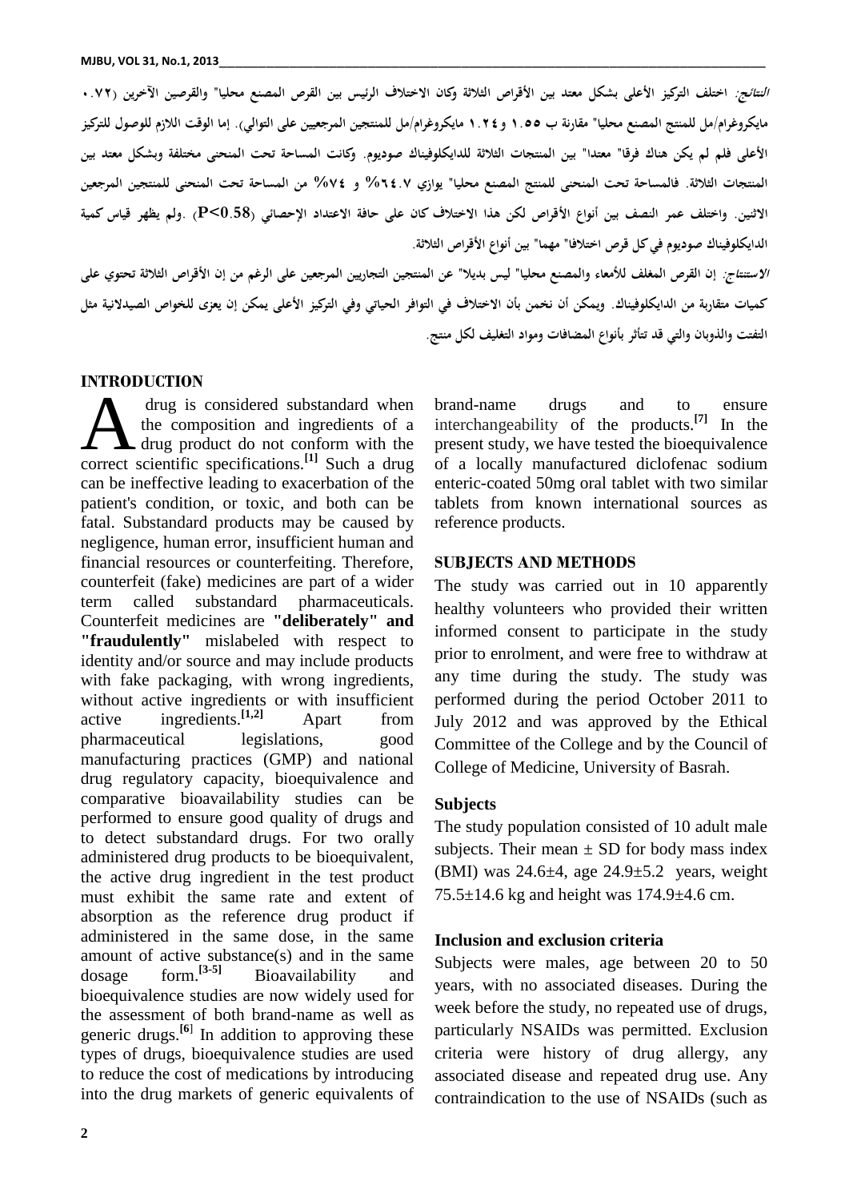*النتائج:* اختلف التركيز الأعلى بشكل معتد بين الأقراص الثلاثة وكان الاختلاف الرئيس بين القرص المصنع محليا" والقرصين الآخرين (٠.٧٢ مايكروغرام/مل للمنتج المصنع محليا" مقارنة ب ١.٥٥ و ١.٢٤ مايكروغرام/مل للمنتجين المرجعيين على التوالي). إما الوقت اللازم للوصول للتركيز الأعلى فلم لم يكن هناك فرقا" معتدا" بين المنتجات الثلاثة للدايكلوفيناك صوديوم. وكانت المساحة تحت المنحنى مختلفة وبشكل معتد بين المنتجات الثلاثة. فالمساحة تحت المنحنى للمنتج المصنع محليا" يوازي ٦٤.٧% و ٧٤% من المساحة تحت المنحنى للمنتجين المرجعين الاثنين. واختلف عمر النصف بين أنواع الأقراص لكن هذا الاختلاف كان على حافة الاعتداد الإحصائي ($P<0.58$). ولم يظهر قياس كمية الدايكلوفيناك صوديوم في كل قرص اختلافا" مهما" بين أنواع الأقراص الثلاثة.

*الاستنتاج:* إن القرص المغلف للأمعاء والمصنع محليا" ليس بديلا" عن المنتجين التجاريين المرجعين على الرغم من إن الأقراص الثلاثة تحتوي على كميات متقاربة من الدايكلوفيناك. ويمكن أن نخمن بأن الاختلاف في التوافر الحياتي وفي التركيز الأعلى يمكن إن يعزى للخواص الصيدلانية مثل التفتت والذوبان والتي قد تتأثر بأنواع المضافات ومواد التغليف لكل منتج.

## INTRODUCTION

A drug is considered substandard when the composition and ingredients of a drug product do not conform with the correct scientific specifications.[1] Such a drug can be ineffective leading to exacerbation of the patient's condition, or toxic, and both can be fatal. Substandard products may be caused by negligence, human error, insufficient human and financial resources or counterfeiting. Therefore, counterfeit (fake) medicines are part of a wider term called substandard pharmaceuticals. Counterfeit medicines are **"deliberately" and "fraudulently"** mislabeled with respect to identity and/or source and may include products with fake packaging, with wrong ingredients, without active ingredients or with insufficient active ingredients.[1,2] Apart from pharmaceutical legislations, good manufacturing practices (GMP) and national drug regulatory capacity, bioequivalence and comparative bioavailability studies can be performed to ensure good quality of drugs and to detect substandard drugs. For two orally administered drug products to be bioequivalent, the active drug ingredient in the test product must exhibit the same rate and extent of absorption as the reference drug product if administered in the same dose, in the same amount of active substance(s) and in the same dosage form.[3-5] Bioavailability and bioequivalence studies are now widely used for the assessment of both brand-name as well as generic drugs.[6] In addition to approving these types of drugs, bioequivalence studies are used to reduce the cost of medications by introducing into the drug markets of generic equivalents of brand-name drugs and to ensure interchangeability of the products.[7] In the present study, we have tested the bioequivalence of a locally manufactured diclofenac sodium enteric-coated 50mg oral tablet with two similar tablets from known international sources as reference products.

## SUBJECTS AND METHODS

The study was carried out in 10 apparently healthy volunteers who provided their written informed consent to participate in the study prior to enrolment, and were free to withdraw at any time during the study. The study was performed during the period October 2011 to July 2012 and was approved by the Ethical Committee of the College and by the Council of College of Medicine, University of Basrah.

### Subjects

The study population consisted of 10 adult male subjects. Their mean ± SD for body mass index (BMI) was 24.6±4, age 24.9±5.2 years, weight 75.5±14.6 kg and height was 174.9±4.6 cm.

### Inclusion and exclusion criteria

Subjects were males, age between 20 to 50 years, with no associated diseases. During the week before the study, no repeated use of drugs, particularly NSAIDs was permitted. Exclusion criteria were history of drug allergy, any associated disease and repeated drug use. Any contraindication to the use of NSAIDs (such as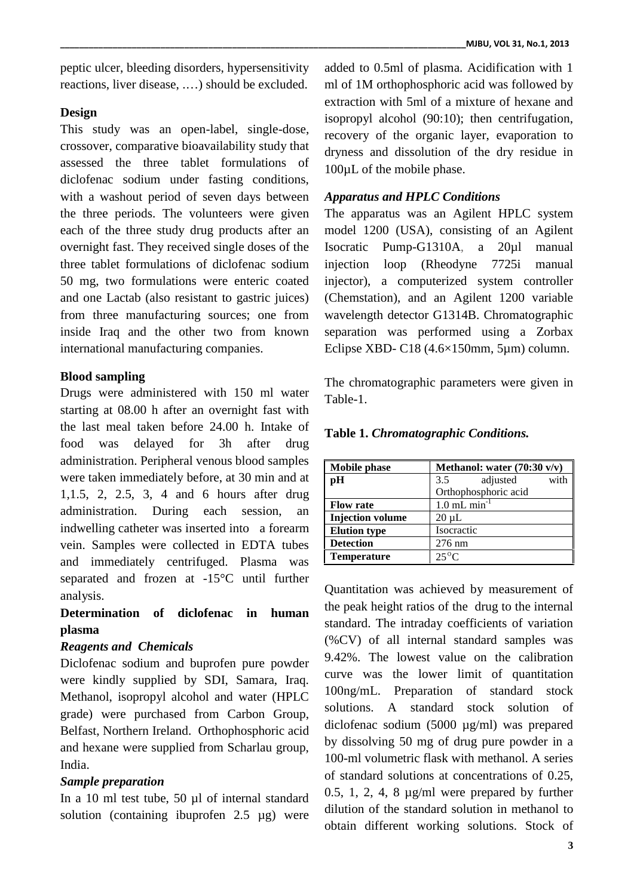peptic ulcer, bleeding disorders, hypersensitivity reactions, liver disease, ….) should be excluded.

**Design**

This study was an open-label, single-dose, crossover, comparative bioavailability study that assessed the three tablet formulations of diclofenac sodium under fasting conditions, with a washout period of seven days between the three periods. The volunteers were given each of the three study drug products after an overnight fast. They received single doses of the three tablet formulations of diclofenac sodium 50 mg, two formulations were enteric coated and one Lactab (also resistant to gastric juices) from three manufacturing sources; one from inside Iraq and the other two from known international manufacturing companies.

**Blood sampling**

Drugs were administered with 150 ml water starting at 08.00 h after an overnight fast with the last meal taken before 24.00 h. Intake of food was delayed for 3h after drug administration. Peripheral venous blood samples were taken immediately before, at 30 min and at 1,1.5, 2, 2.5, 3, 4 and 6 hours after drug administration. During each session, an indwelling catheter was inserted into a forearm vein. Samples were collected in EDTA tubes and immediately centrifuged. Plasma was separated and frozen at -15°C until further analysis.

**Determination of diclofenac in human plasma**

***Reagents and Chemicals***

Diclofenac sodium and buprofen pure powder were kindly supplied by SDI, Samara, Iraq. Methanol, isopropyl alcohol and water (HPLC grade) were purchased from Carbon Group, Belfast, Northern Ireland. Orthophosphoric acid and hexane were supplied from Scharlau group, India.

***Sample preparation***

In a 10 ml test tube, 50 µl of internal standard solution (containing ibuprofen 2.5 µg) were added to 0.5ml of plasma. Acidification with 1 ml of 1M orthophosphoric acid was followed by extraction with 5ml of a mixture of hexane and isopropyl alcohol (90:10); then centrifugation, recovery of the organic layer, evaporation to dryness and dissolution of the dry residue in 100µL of the mobile phase.

***Apparatus and HPLC Conditions***

The apparatus was an Agilent HPLC system model 1200 (USA), consisting of an Agilent Isocratic Pump-G1310A, a 20µl manual injection loop (Rheodyne 7725i manual injector), a computerized system controller (Chemstation), and an Agilent 1200 variable wavelength detector G1314B. Chromatographic separation was performed using a Zorbax Eclipse XBD- C18 (4.6×150mm, 5µm) column.

The chromatographic parameters were given in Table-1.

**Table 1.** ***Chromatographic Conditions.***

| **Mobile phase** | **Methanol: water (70:30 v/v)** |
|---|---|
| **pH** | 3.5 adjusted with Orthophosphoric acid |
| **Flow rate** | 1.0 mL min$^{-1}$ |
| **Injection volume** | 20 µL |
| **Elution type** | Isocractic |
| **Detection** | 276 nm |
| **Temperature** | 25°C |

Quantitation was achieved by measurement of the peak height ratios of the drug to the internal standard. The intraday coefficients of variation (%CV) of all internal standard samples was 9.42%. The lowest value on the calibration curve was the lower limit of quantitation 100ng/mL. Preparation of standard stock solutions. A standard stock solution of diclofenac sodium (5000 µg/ml) was prepared by dissolving 50 mg of drug pure powder in a 100-ml volumetric flask with methanol. A series of standard solutions at concentrations of 0.25, 0.5, 1, 2, 4, 8 µg/ml were prepared by further dilution of the standard solution in methanol to obtain different working solutions. Stock of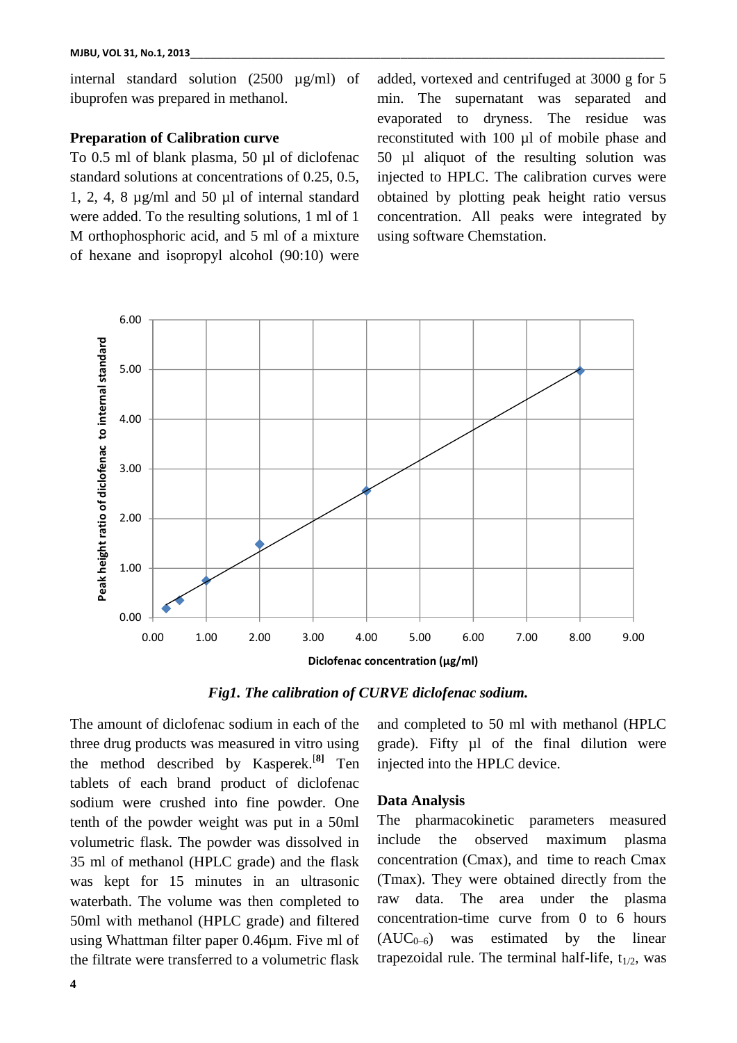internal standard solution (2500 µg/ml) of ibuprofen was prepared in methanol.

**Preparation of Calibration curve**

To 0.5 ml of blank plasma, 50 µl of diclofenac standard solutions at concentrations of 0.25, 0.5, 1, 2, 4, 8 µg/ml and 50 µl of internal standard were added. To the resulting solutions, 1 ml of 1 M orthophosphoric acid, and 5 ml of a mixture of hexane and isopropyl alcohol (90:10) were added, vortexed and centrifuged at 3000 g for 5 min. The supernatant was separated and evaporated to dryness. The residue was reconstituted with 100 µl of mobile phase and 50 µl aliquot of the resulting solution was injected to HPLC. The calibration curves were obtained by plotting peak height ratio versus concentration. All peaks were integrated by using software Chemstation.

*Fig1. The calibration of CURVE diclofenac sodium.*

The amount of diclofenac sodium in each of the three drug products was measured in vitro using the method described by Kasperek.[8] Ten tablets of each brand product of diclofenac sodium were crushed into fine powder. One tenth of the powder weight was put in a 50ml volumetric flask. The powder was dissolved in 35 ml of methanol (HPLC grade) and the flask was kept for 15 minutes in an ultrasonic waterbath. The volume was then completed to 50ml with methanol (HPLC grade) and filtered using Whattman filter paper 0.46µm. Five ml of the filtrate were transferred to a volumetric flask and completed to 50 ml with methanol (HPLC grade). Fifty µl of the final dilution were injected into the HPLC device.

**Data Analysis**

The pharmacokinetic parameters measured include the observed maximum plasma concentration (Cmax), and time to reach Cmax (Tmax). They were obtained directly from the raw data. The area under the plasma concentration-time curve from 0 to 6 hours ($AUC_{0–6}$) was estimated by the linear trapezoidal rule. The terminal half-life, $t_{1/2}$, was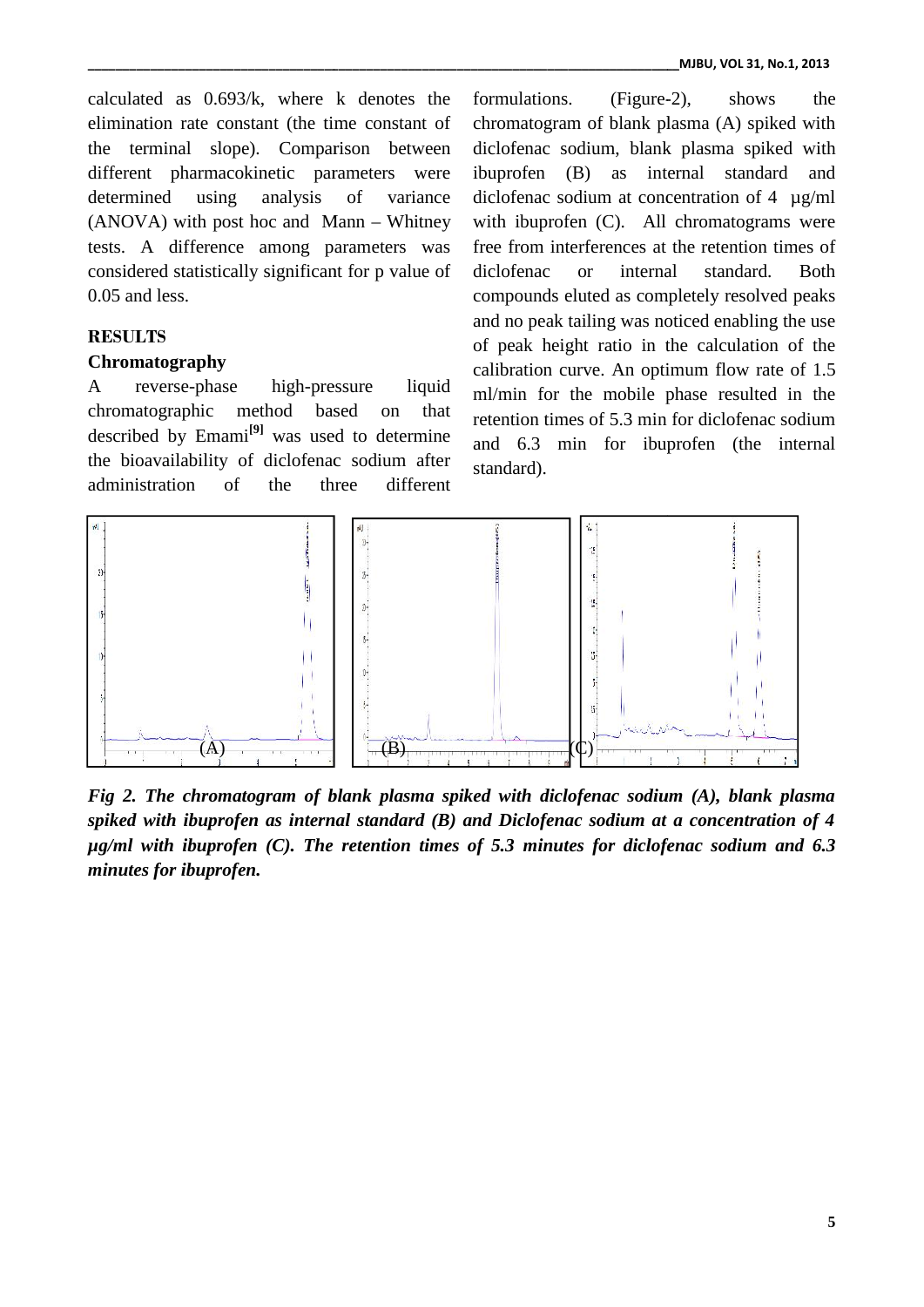calculated as 0.693/k, where k denotes the elimination rate constant (the time constant of the terminal slope). Comparison between different pharmacokinetic parameters were determined using analysis of variance (ANOVA) with post hoc and Mann – Whitney tests. A difference among parameters was considered statistically significant for p value of 0.05 and less.

## RESULTS

### Chromatography

A reverse-phase high-pressure liquid chromatographic method based on that described by Emami[9] was used to determine the bioavailability of diclofenac sodium after administration of the three different formulations. (Figure-2), shows the chromatogram of blank plasma (A) spiked with diclofenac sodium, blank plasma spiked with ibuprofen (B) as internal standard and diclofenac sodium at concentration of 4 µg/ml with ibuprofen (C). All chromatograms were free from interferences at the retention times of diclofenac or internal standard. Both compounds eluted as completely resolved peaks and no peak tailing was noticed enabling the use of peak height ratio in the calculation of the calibration curve. An optimum flow rate of 1.5 ml/min for the mobile phase resulted in the retention times of 5.3 min for diclofenac sodium and 6.3 min for ibuprofen (the internal standard).

(A) (B) (C)

***Fig 2. The chromatogram of blank plasma spiked with diclofenac sodium (A), blank plasma spiked with ibuprofen as internal standard (B) and Diclofenac sodium at a concentration of 4 µg/ml with ibuprofen (C). The retention times of 5.3 minutes for diclofenac sodium and 6.3 minutes for ibuprofen.***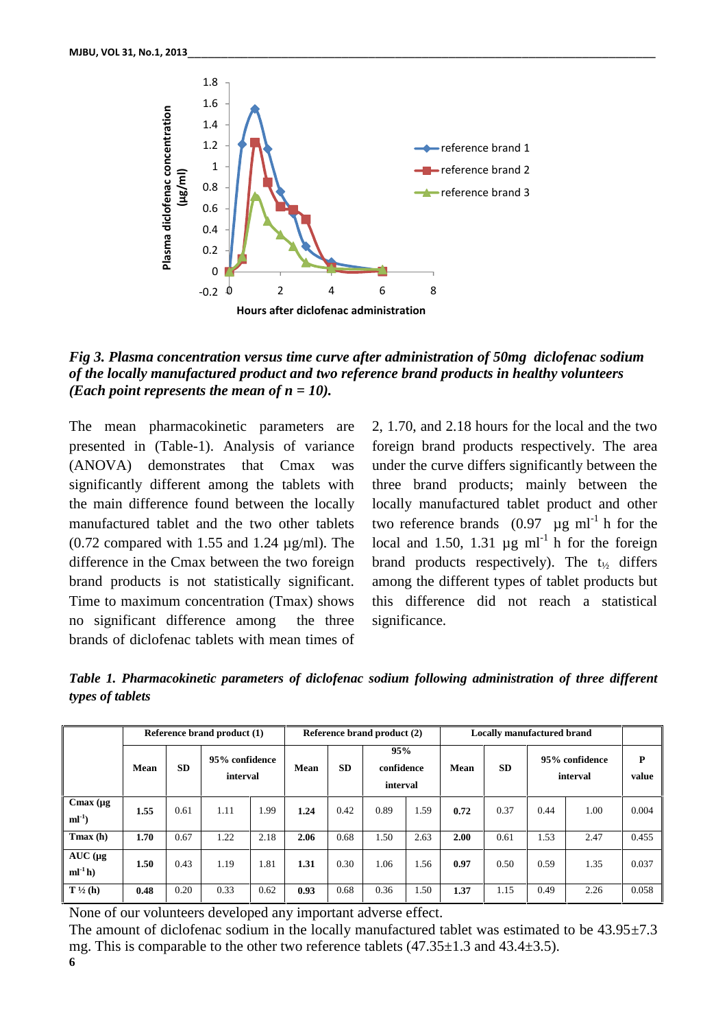*Fig 3. Plasma concentration versus time curve after administration of 50mg diclofenac sodium of the locally manufactured product and two reference brand products in healthy volunteers (Each point represents the mean of n = 10).*

The mean pharmacokinetic parameters are presented in (Table-1). Analysis of variance (ANOVA) demonstrates that Cmax was significantly different among the tablets with the main difference found between the locally manufactured tablet and the two other tablets (0.72 compared with 1.55 and 1.24 µg/ml). The difference in the Cmax between the two foreign brand products is not statistically significant. Time to maximum concentration (Tmax) shows no significant difference among the three brands of diclofenac tablets with mean times of 2, 1.70, and 2.18 hours for the local and the two foreign brand products respectively. The area under the curve differs significantly between the three brand products; mainly between the locally manufactured tablet product and other two reference brands (0.97 µg $ml^{-1}$ h for the local and 1.50, 1.31 µg $ml^{-1}$ h for the foreign brand products respectively). The $t_{½}$ differs among the different types of tablet products but this difference did not reach a statistical significance.

***Table 1. Pharmacokinetic parameters of diclofenac sodium following administration of three different types of tablets***

| | Reference brand product (1) | | | | Reference brand product (2) | | | | Locally manufactured brand | | | | |
|---|---|---|---|---|---|---|---|---|---|---|---|---|---|
| | Mean | SD | 95% confidence interval | | Mean | SD | 95% confidence interval | | Mean | SD | 95% confidence interval | | P value |
| Cmax (µg $ml^{-1}$) | **1.55** | 0.61 | 1.11 | 1.99 | **1.24** | 0.42 | 0.89 | 1.59 | **0.72** | 0.37 | 0.44 | 1.00 | 0.004 |
| Tmax (h) | **1.70** | 0.67 | 1.22 | 2.18 | **2.06** | 0.68 | 1.50 | 2.63 | **2.00** | 0.61 | 1.53 | 2.47 | 0.455 |
| AUC (µg $ml^{-1}$ h) | **1.50** | 0.43 | 1.19 | 1.81 | **1.31** | 0.30 | 1.06 | 1.56 | **0.97** | 0.50 | 0.59 | 1.35 | 0.037 |
| T ½ (h) | **0.48** | 0.20 | 0.33 | 0.62 | **0.93** | 0.68 | 0.36 | 1.50 | **1.37** | 1.15 | 0.49 | 2.26 | 0.058 |

None of our volunteers developed any important adverse effect.

The amount of diclofenac sodium in the locally manufactured tablet was estimated to be 43.95±7.3 mg. This is comparable to the other two reference tablets (47.35±1.3 and 43.4±3.5).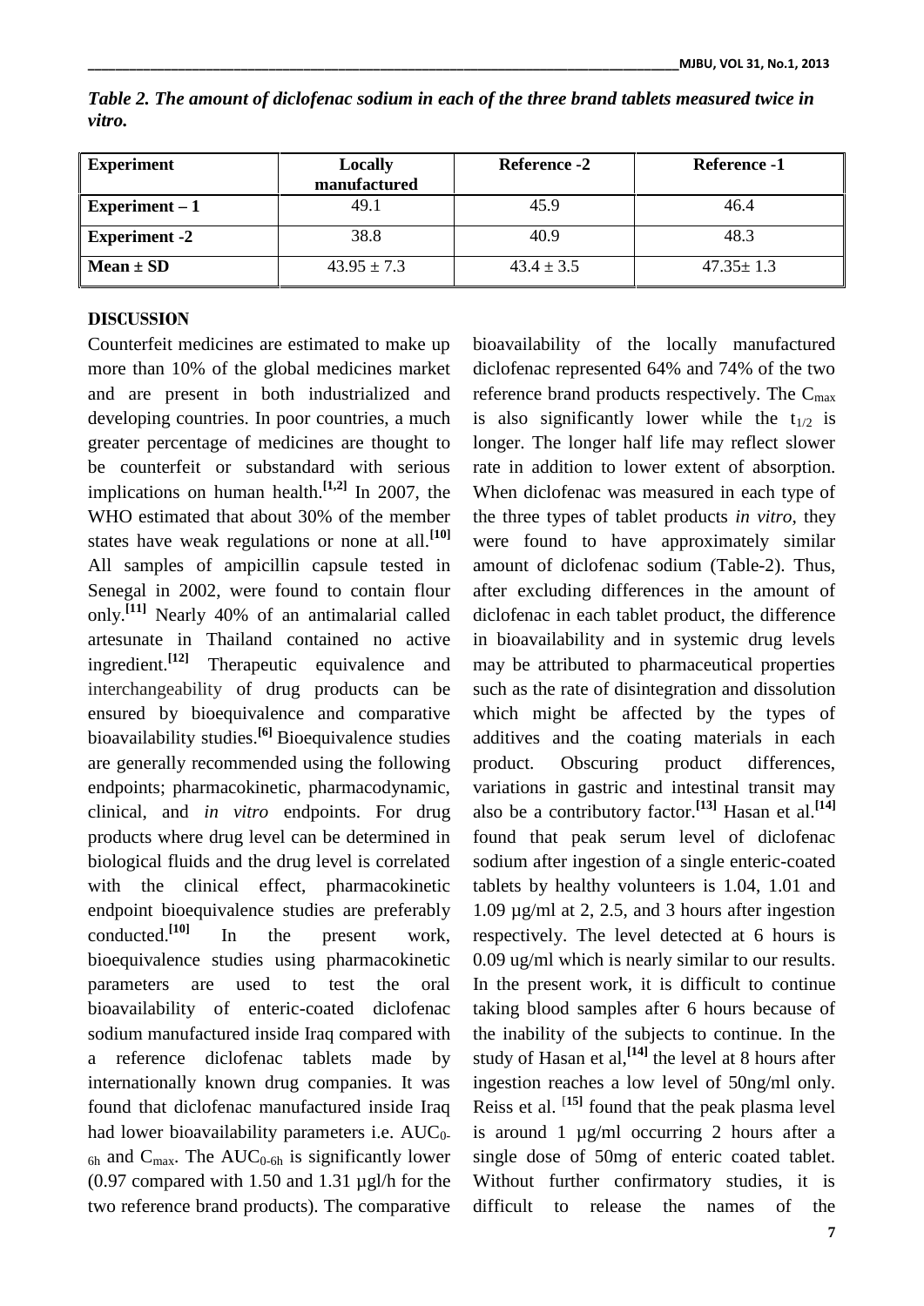*Table 2. The amount of diclofenac sodium in each of the three brand tablets measured twice in vitro.*

| Experiment | Locally manufactured | Reference -2 | Reference -1 |
|---|---|---|---|
| Experiment – 1 | 49.1 | 45.9 | 46.4 |
| Experiment -2 | 38.8 | 40.9 | 48.3 |
| Mean ± SD | 43.95 ± 7.3 | 43.4 ± 3.5 | 47.35± 1.3 |

## DISCUSSION

Counterfeit medicines are estimated to make up more than 10% of the global medicines market and are present in both industrialized and developing countries. In poor countries, a much greater percentage of medicines are thought to be counterfeit or substandard with serious implications on human health.[1,2] In 2007, the WHO estimated that about 30% of the member states have weak regulations or none at all.[10] All samples of ampicillin capsule tested in Senegal in 2002, were found to contain flour only.[11] Nearly 40% of an antimalarial called artesunate in Thailand contained no active ingredient.[12] Therapeutic equivalence and interchangeability of drug products can be ensured by bioequivalence and comparative bioavailability studies.[6] Bioequivalence studies are generally recommended using the following endpoints; pharmacokinetic, pharmacodynamic, clinical, and *in vitro* endpoints. For drug products where drug level can be determined in biological fluids and the drug level is correlated with the clinical effect, pharmacokinetic endpoint bioequivalence studies are preferably conducted.[10] In the present work, bioequivalence studies using pharmacokinetic parameters are used to test the oral bioavailability of enteric-coated diclofenac sodium manufactured inside Iraq compared with a reference diclofenac tablets made by internationally known drug companies. It was found that diclofenac manufactured inside Iraq had lower bioavailability parameters i.e. $AUC_{0-6h}$ and $C_{max}$. The $AUC_{0-6h}$ is significantly lower (0.97 compared with 1.50 and 1.31 µgl/h for the two reference brand products). The comparative bioavailability of the locally manufactured diclofenac represented 64% and 74% of the two reference brand products respectively. The $C_{max}$ is also significantly lower while the $t_{1/2}$ is longer. The longer half life may reflect slower rate in addition to lower extent of absorption. When diclofenac was measured in each type of the three types of tablet products *in vitro*, they were found to have approximately similar amount of diclofenac sodium (Table-2). Thus, after excluding differences in the amount of diclofenac in each tablet product, the difference in bioavailability and in systemic drug levels may be attributed to pharmaceutical properties such as the rate of disintegration and dissolution which might be affected by the types of additives and the coating materials in each product. Obscuring product differences, variations in gastric and intestinal transit may also be a contributory factor.[13] Hasan et al.[14] found that peak serum level of diclofenac sodium after ingestion of a single enteric-coated tablets by healthy volunteers is 1.04, 1.01 and 1.09 µg/ml at 2, 2.5, and 3 hours after ingestion respectively. The level detected at 6 hours is 0.09 ug/ml which is nearly similar to our results. In the present work, it is difficult to continue taking blood samples after 6 hours because of the inability of the subjects to continue. In the study of Hasan et al,[14] the level at 8 hours after ingestion reaches a low level of 50ng/ml only. Reiss et al. [15] found that the peak plasma level is around 1 µg/ml occurring 2 hours after a single dose of 50mg of enteric coated tablet. Without further confirmatory studies, it is difficult to release the names of the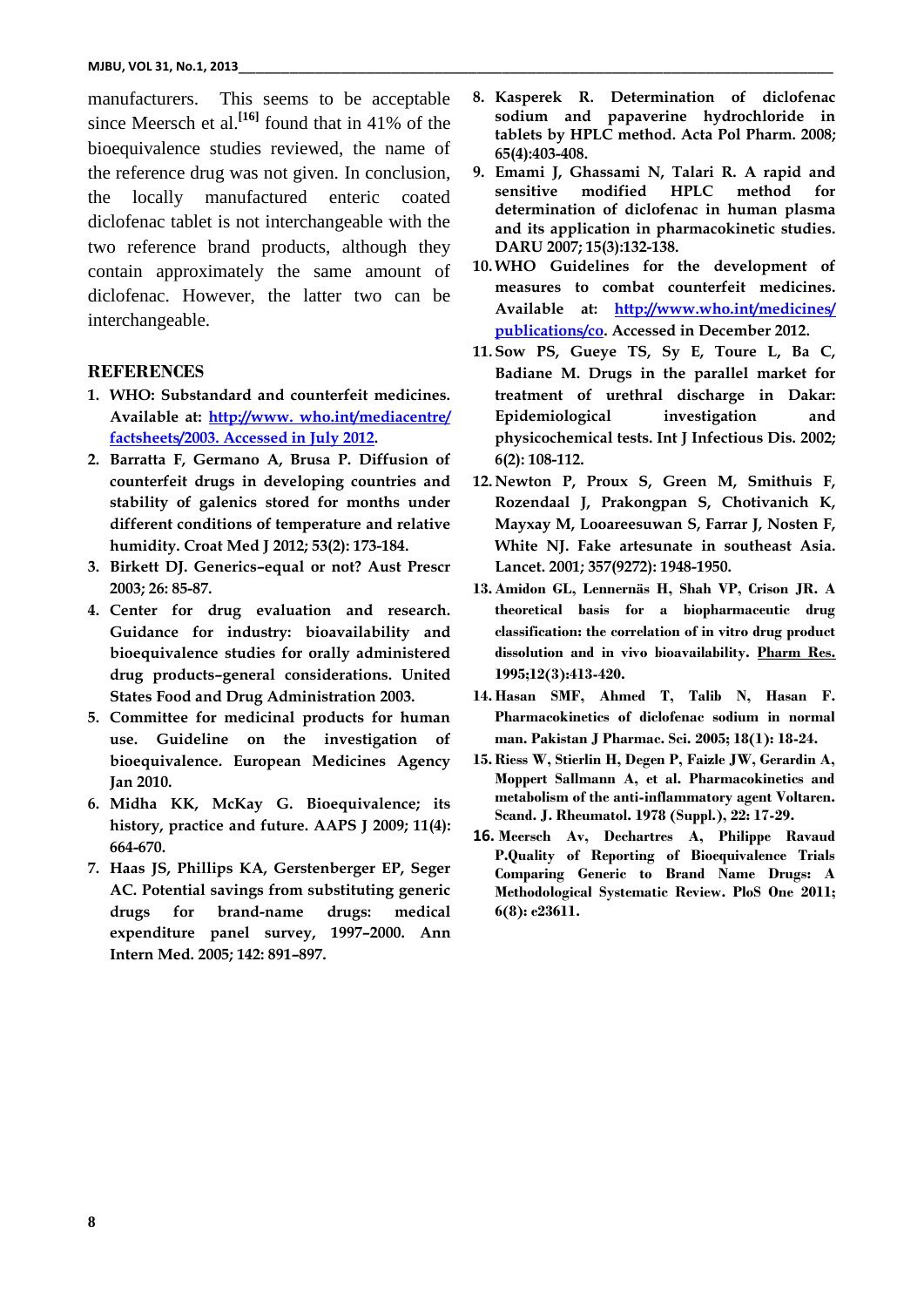manufacturers. This seems to be acceptable since Meersch et al.[16] found that in 41% of the bioequivalence studies reviewed, the name of the reference drug was not given. In conclusion, the locally manufactured enteric coated diclofenac tablet is not interchangeable with the two reference brand products, although they contain approximately the same amount of diclofenac. However, the latter two can be interchangeable.

## REFERENCES

1. **WHO: Substandard and counterfeit medicines. Available at: http://www. who.int/mediacentre/ factsheets/2003. Accessed in July 2012.**
2. **Barratta F, Germano A, Brusa P. Diffusion of counterfeit drugs in developing countries and stability of galenics stored for months under different conditions of temperature and relative humidity. Croat Med J 2012; 53(2): 173-184.**
3. **Birkett DJ. Generics–equal or not? Aust Prescr 2003; 26: 85-87.**
4. **Center for drug evaluation and research. Guidance for industry: bioavailability and bioequivalence studies for orally administered drug products–general considerations. United States Food and Drug Administration 2003.**
5. **Committee for medicinal products for human use. Guideline on the investigation of bioequivalence. European Medicines Agency Jan 2010.**
6. **Midha KK, McKay G. Bioequivalence; its history, practice and future. AAPS J 2009; 11(4): 664-670.**
7. **Haas JS, Phillips KA, Gerstenberger EP, Seger AC. Potential savings from substituting generic drugs for brand-name drugs: medical expenditure panel survey, 1997–2000. Ann Intern Med. 2005; 142: 891–897.**
8. **Kasperek R. Determination of diclofenac sodium and papaverine hydrochloride in tablets by HPLC method. Acta Pol Pharm. 2008; 65(4):403-408.**
9. **Emami J, Ghassami N, Talari R. A rapid and sensitive modified HPLC method for determination of diclofenac in human plasma and its application in pharmacokinetic studies. DARU 2007; 15(3):132-138.**
10. **WHO Guidelines for the development of measures to combat counterfeit medicines. Available at: http://www.who.int/medicines/ publications/co. Accessed in December 2012.**
11. **Sow PS, Gueye TS, Sy E, Toure L, Ba C, Badiane M. Drugs in the parallel market for treatment of urethral discharge in Dakar: Epidemiological investigation and physicochemical tests. Int J Infectious Dis. 2002; 6(2): 108-112.**
12. **Newton P, Proux S, Green M, Smithuis F, Rozendaal J, Prakongpan S, Chotivanich K, Mayxay M, Looareesuwan S, Farrar J, Nosten F, White NJ. Fake artesunate in southeast Asia. Lancet. 2001; 357(9272): 1948-1950.**
13. **Amidon GL, Lennernäs H, Shah VP, Crison JR. A theoretical basis for a biopharmaceutic drug classification: the correlation of in vitro drug product dissolution and in vivo bioavailability. Pharm Res. 1995;12(3):413-420.**
14. **Hasan SMF, Ahmed T, Talib N, Hasan F. Pharmacokinetics of diclofenac sodium in normal man. Pakistan J Pharmac. Sci. 2005; 18(1): 18-24.**
15. **Riess W, Stierlin H, Degen P, Faizle JW, Gerardin A, Moppert Sallmann A, et al. Pharmacokinetics and metabolism of the anti-inflammatory agent Voltaren. Scand. J. Rheumatol. 1978 (Suppl.), 22: 17-29.**
16. **Meersch Av, Dechartres A, Philippe Ravaud P.Quality of Reporting of Bioequivalence Trials Comparing Generic to Brand Name Drugs: A Methodological Systematic Review. PloS One 2011; 6(8): e23611.**